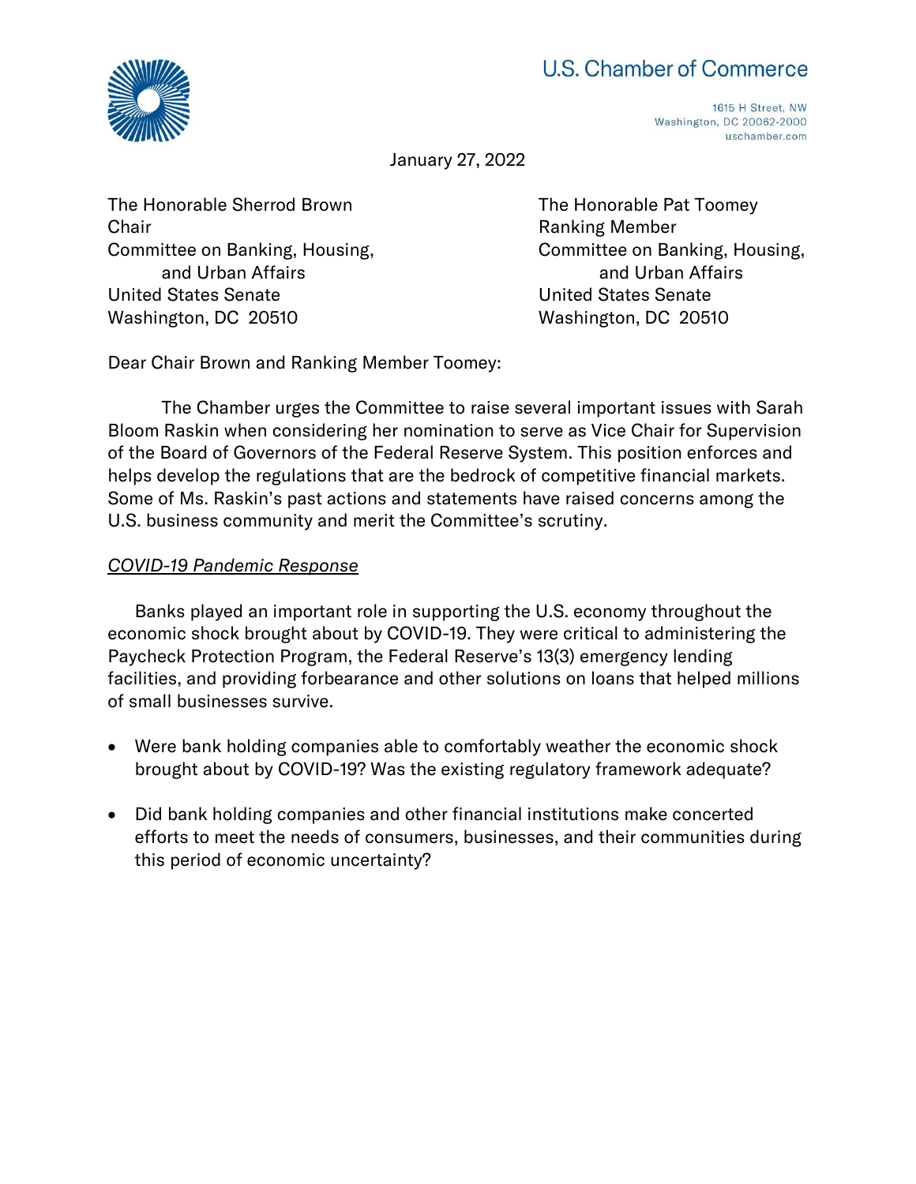U.S. Chamber of Commerce

1615 H Street, NW
Washington, DC 20062-2000
uschamber.com

January 27, 2022

The Honorable Sherrod Brown
Chair
Committee on Banking, Housing, and Urban Affairs
United States Senate
Washington, DC 20510

The Honorable Pat Toomey
Ranking Member
Committee on Banking, Housing, and Urban Affairs
United States Senate
Washington, DC 20510

Dear Chair Brown and Ranking Member Toomey:

The Chamber urges the Committee to raise several important issues with Sarah Bloom Raskin when considering her nomination to serve as Vice Chair for Supervision of the Board of Governors of the Federal Reserve System. This position enforces and helps develop the regulations that are the bedrock of competitive financial markets. Some of Ms. Raskin's past actions and statements have raised concerns among the U.S. business community and merit the Committee's scrutiny.

*COVID-19 Pandemic Response*

Banks played an important role in supporting the U.S. economy throughout the economic shock brought about by COVID-19. They were critical to administering the Paycheck Protection Program, the Federal Reserve's 13(3) emergency lending facilities, and providing forbearance and other solutions on loans that helped millions of small businesses survive.

- Were bank holding companies able to comfortably weather the economic shock brought about by COVID-19? Was the existing regulatory framework adequate?
- Did bank holding companies and other financial institutions make concerted efforts to meet the needs of consumers, businesses, and their communities during this period of economic uncertainty?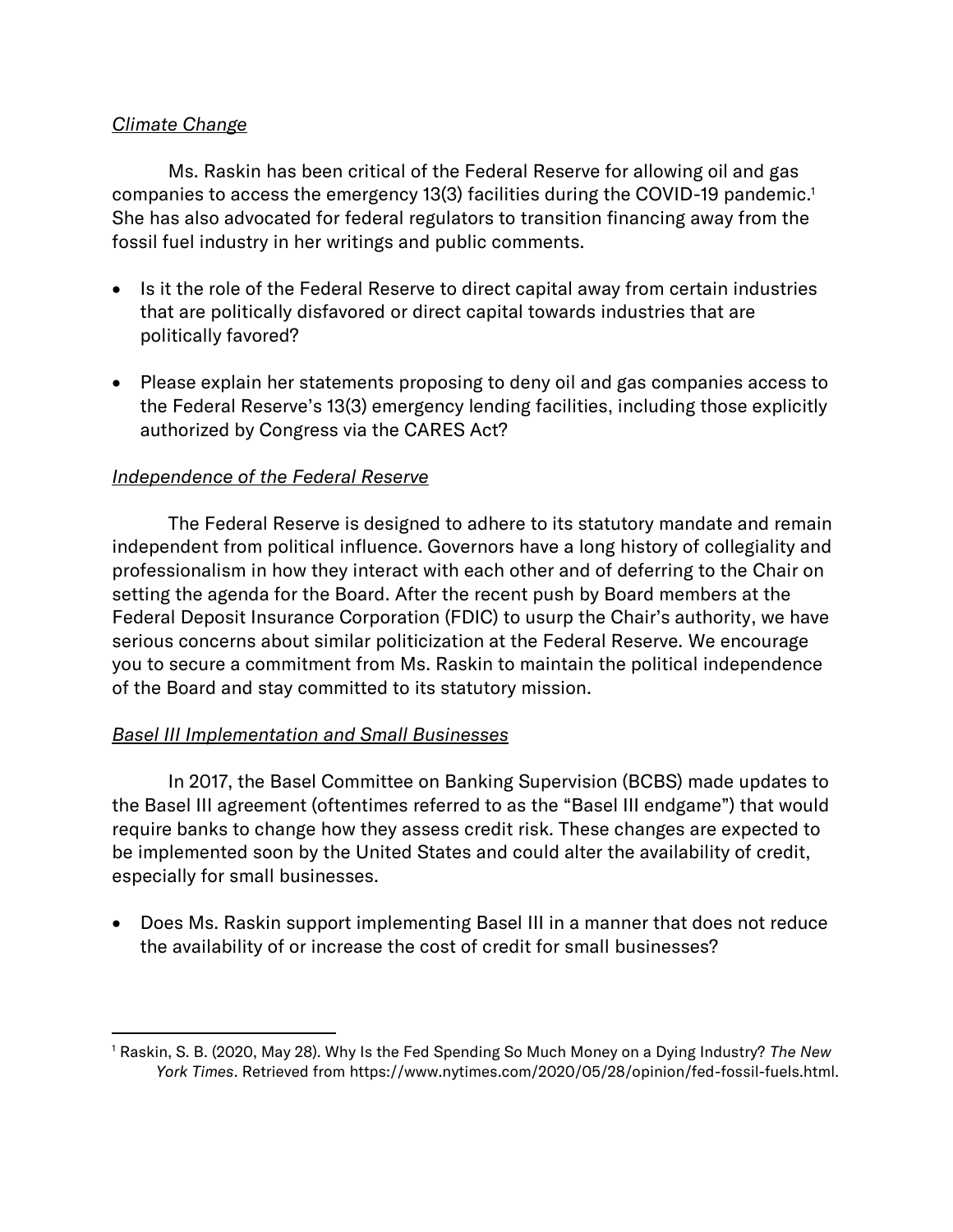*Climate Change*

Ms. Raskin has been critical of the Federal Reserve for allowing oil and gas companies to access the emergency 13(3) facilities during the COVID-19 pandemic.[1] She has also advocated for federal regulators to transition financing away from the fossil fuel industry in her writings and public comments.

- Is it the role of the Federal Reserve to direct capital away from certain industries that are politically disfavored or direct capital towards industries that are politically favored?
- Please explain her statements proposing to deny oil and gas companies access to the Federal Reserve's 13(3) emergency lending facilities, including those explicitly authorized by Congress via the CARES Act?

*Independence of the Federal Reserve*

The Federal Reserve is designed to adhere to its statutory mandate and remain independent from political influence. Governors have a long history of collegiality and professionalism in how they interact with each other and of deferring to the Chair on setting the agenda for the Board. After the recent push by Board members at the Federal Deposit Insurance Corporation (FDIC) to usurp the Chair's authority, we have serious concerns about similar politicization at the Federal Reserve. We encourage you to secure a commitment from Ms. Raskin to maintain the political independence of the Board and stay committed to its statutory mission.

*Basel III Implementation and Small Businesses*

In 2017, the Basel Committee on Banking Supervision (BCBS) made updates to the Basel III agreement (oftentimes referred to as the "Basel III endgame") that would require banks to change how they assess credit risk. These changes are expected to be implemented soon by the United States and could alter the availability of credit, especially for small businesses.

- Does Ms. Raskin support implementing Basel III in a manner that does not reduce the availability of or increase the cost of credit for small businesses?

---

[1] Raskin, S. B. (2020, May 28). Why Is the Fed Spending So Much Money on a Dying Industry? *The New York Times*. Retrieved from https://www.nytimes.com/2020/05/28/opinion/fed-fossil-fuels.html.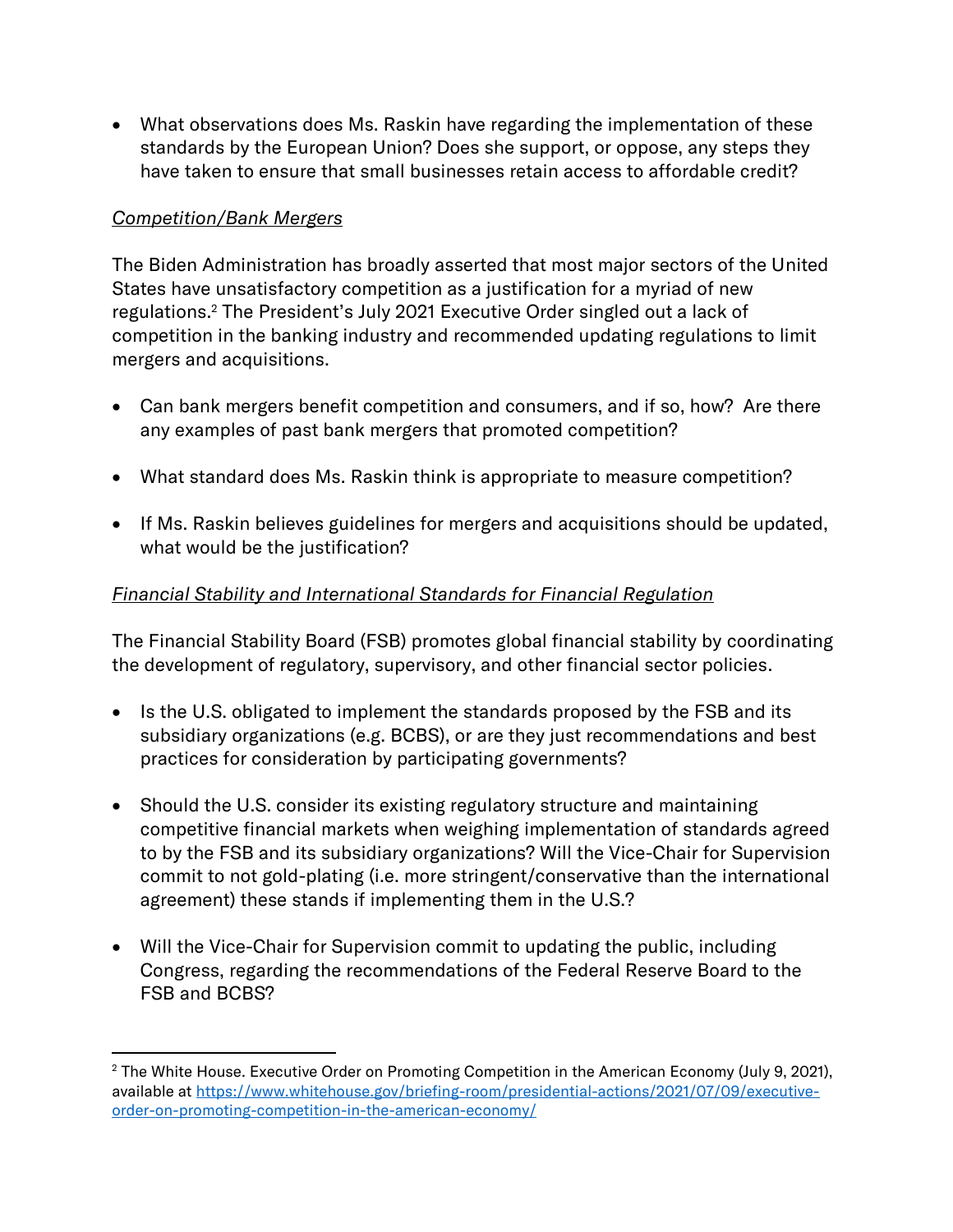- What observations does Ms. Raskin have regarding the implementation of these standards by the European Union? Does she support, or oppose, any steps they have taken to ensure that small businesses retain access to affordable credit?

*Competition/Bank Mergers*

The Biden Administration has broadly asserted that most major sectors of the United States have unsatisfactory competition as a justification for a myriad of new regulations.[2] The President's July 2021 Executive Order singled out a lack of competition in the banking industry and recommended updating regulations to limit mergers and acquisitions.

- Can bank mergers benefit competition and consumers, and if so, how? Are there any examples of past bank mergers that promoted competition?

- What standard does Ms. Raskin think is appropriate to measure competition?

- If Ms. Raskin believes guidelines for mergers and acquisitions should be updated, what would be the justification?

*Financial Stability and International Standards for Financial Regulation*

The Financial Stability Board (FSB) promotes global financial stability by coordinating the development of regulatory, supervisory, and other financial sector policies.

- Is the U.S. obligated to implement the standards proposed by the FSB and its subsidiary organizations (e.g. BCBS), or are they just recommendations and best practices for consideration by participating governments?

- Should the U.S. consider its existing regulatory structure and maintaining competitive financial markets when weighing implementation of standards agreed to by the FSB and its subsidiary organizations? Will the Vice-Chair for Supervision commit to not gold-plating (i.e. more stringent/conservative than the international agreement) these stands if implementing them in the U.S.?

- Will the Vice-Chair for Supervision commit to updating the public, including Congress, regarding the recommendations of the Federal Reserve Board to the FSB and BCBS?

---

[2] The White House. Executive Order on Promoting Competition in the American Economy (July 9, 2021), available at [https://www.whitehouse.gov/briefing-room/presidential-actions/2021/07/09/executive-order-on-promoting-competition-in-the-american-economy/](https://www.whitehouse.gov/briefing-room/presidential-actions/2021/07/09/executive-order-on-promoting-competition-in-the-american-economy/)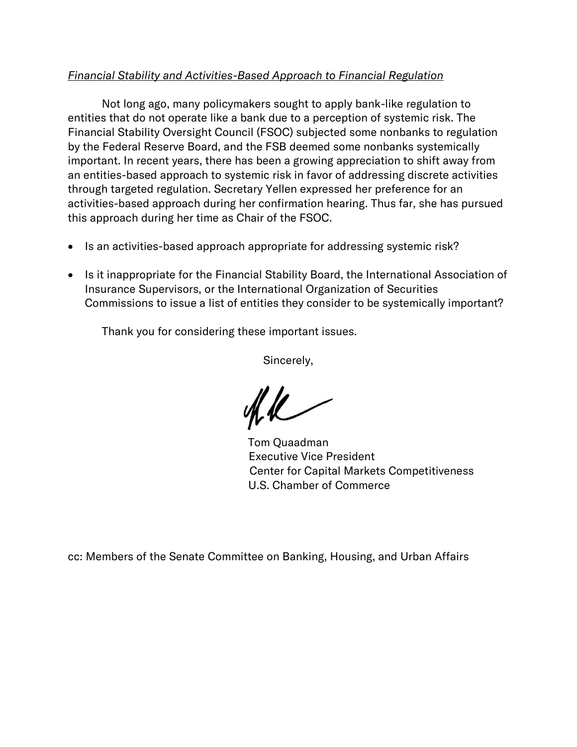*Financial Stability and Activities-Based Approach to Financial Regulation*

Not long ago, many policymakers sought to apply bank-like regulation to entities that do not operate like a bank due to a perception of systemic risk. The Financial Stability Oversight Council (FSOC) subjected some nonbanks to regulation by the Federal Reserve Board, and the FSB deemed some nonbanks systemically important. In recent years, there has been a growing appreciation to shift away from an entities-based approach to systemic risk in favor of addressing discrete activities through targeted regulation. Secretary Yellen expressed her preference for an activities-based approach during her confirmation hearing. Thus far, she has pursued this approach during her time as Chair of the FSOC.

- Is an activities-based approach appropriate for addressing systemic risk?
- Is it inappropriate for the Financial Stability Board, the International Association of Insurance Supervisors, or the International Organization of Securities Commissions to issue a list of entities they consider to be systemically important?

Thank you for considering these important issues.

Sincerely,

Tom Quaadman
Executive Vice President
Center for Capital Markets Competitiveness
U.S. Chamber of Commerce

cc: Members of the Senate Committee on Banking, Housing, and Urban Affairs